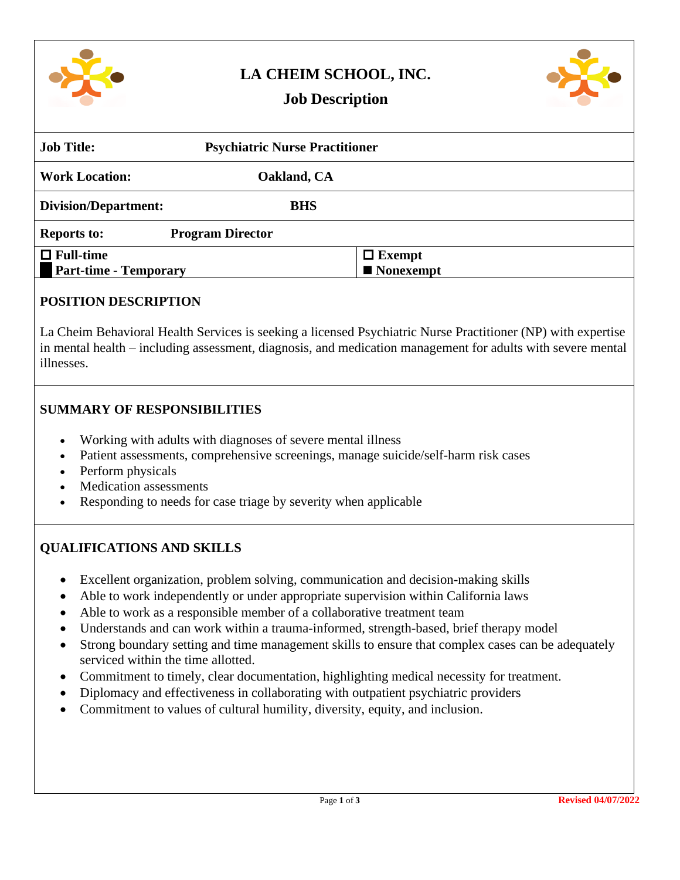# LA CHEIM SCHOOL, INC.

## Job Description

| | |
|---|---|
| **Job Title:** | **Psychiatric Nurse Practitioner** |
| **Work Location:** | **Oakland, CA** |
| **Division/Department:** | **BHS** |
| **Reports to:** | **Program Director** |
| ☐ **Full-time**<br>■ **Part-time - Temporary** | ☐ **Exempt**<br>■ **Nonexempt** |

### POSITION DESCRIPTION

La Cheim Behavioral Health Services is seeking a licensed Psychiatric Nurse Practitioner (NP) with expertise in mental health – including assessment, diagnosis, and medication management for adults with severe mental illnesses.

### SUMMARY OF RESPONSIBILITIES

- Working with adults with diagnoses of severe mental illness
- Patient assessments, comprehensive screenings, manage suicide/self-harm risk cases
- Perform physicals
- Medication assessments
- Responding to needs for case triage by severity when applicable

### QUALIFICATIONS AND SKILLS

- Excellent organization, problem solving, communication and decision-making skills
- Able to work independently or under appropriate supervision within California laws
- Able to work as a responsible member of a collaborative treatment team
- Understands and can work within a trauma-informed, strength-based, brief therapy model
- Strong boundary setting and time management skills to ensure that complex cases can be adequately serviced within the time allotted.
- Commitment to timely, clear documentation, highlighting medical necessity for treatment.
- Diplomacy and effectiveness in collaborating with outpatient psychiatric providers
- Commitment to values of cultural humility, diversity, equity, and inclusion.

Revised 04/07/2022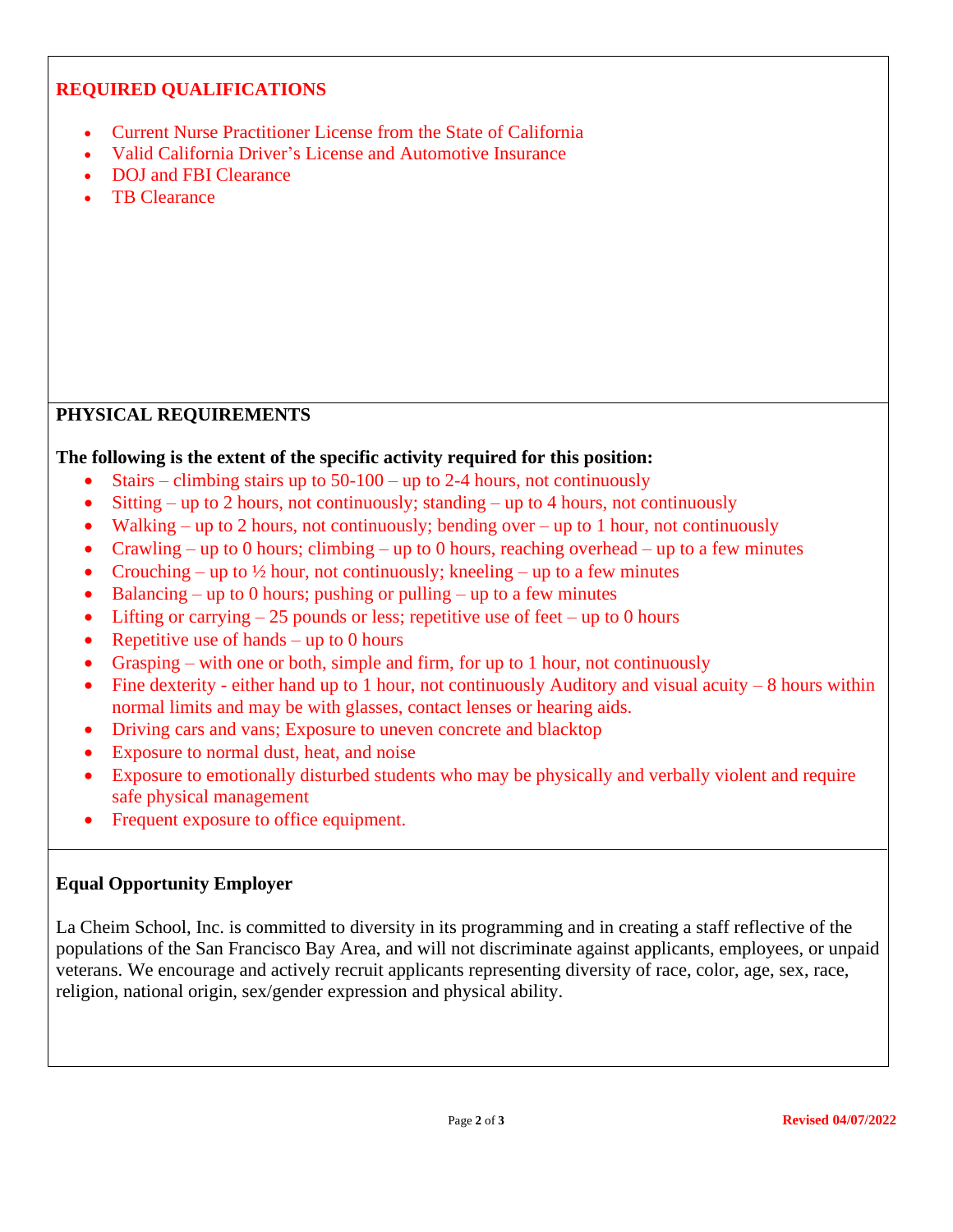## REQUIRED QUALIFICATIONS

- Current Nurse Practitioner License from the State of California
- Valid California Driver's License and Automotive Insurance
- DOJ and FBI Clearance
- TB Clearance

## PHYSICAL REQUIREMENTS

**The following is the extent of the specific activity required for this position:**

- Stairs – climbing stairs up to 50-100 – up to 2-4 hours, not continuously
- Sitting – up to 2 hours, not continuously; standing – up to 4 hours, not continuously
- Walking – up to 2 hours, not continuously; bending over – up to 1 hour, not continuously
- Crawling – up to 0 hours; climbing – up to 0 hours, reaching overhead – up to a few minutes
- Crouching – up to ½ hour, not continuously; kneeling – up to a few minutes
- Balancing – up to 0 hours; pushing or pulling – up to a few minutes
- Lifting or carrying – 25 pounds or less; repetitive use of feet – up to 0 hours
- Repetitive use of hands – up to 0 hours
- Grasping – with one or both, simple and firm, for up to 1 hour, not continuously
- Fine dexterity - either hand up to 1 hour, not continuously Auditory and visual acuity – 8 hours within normal limits and may be with glasses, contact lenses or hearing aids.
- Driving cars and vans; Exposure to uneven concrete and blacktop
- Exposure to normal dust, heat, and noise
- Exposure to emotionally disturbed students who may be physically and verbally violent and require safe physical management
- Frequent exposure to office equipment.

## Equal Opportunity Employer

La Cheim School, Inc. is committed to diversity in its programming and in creating a staff reflective of the populations of the San Francisco Bay Area, and will not discriminate against applicants, employees, or unpaid veterans. We encourage and actively recruit applicants representing diversity of race, color, age, sex, race, religion, national origin, sex/gender expression and physical ability.

**Revised 04/07/2022**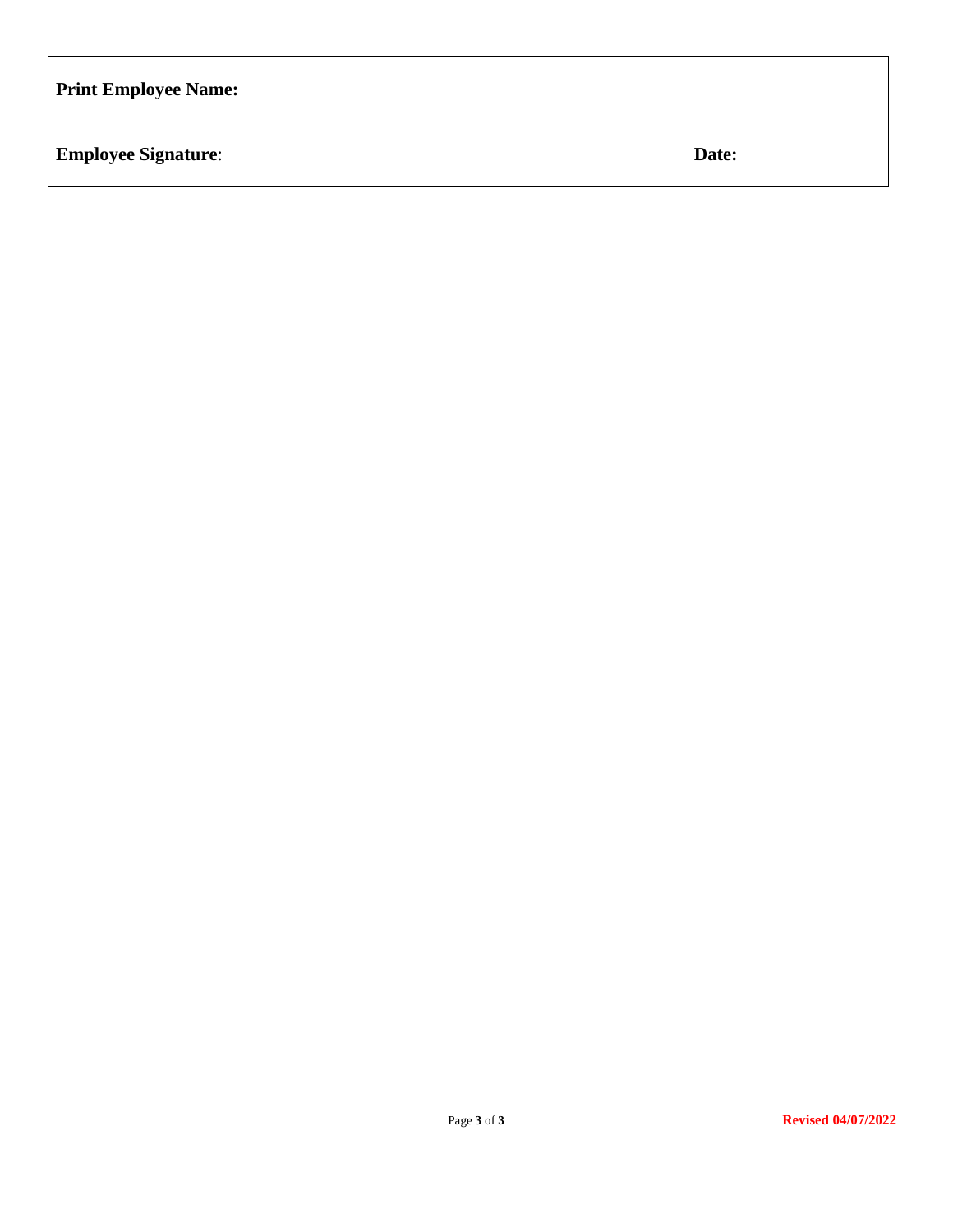| | |
|---|---|
| **Print Employee Name:** | |
| **Employee Signature**: | **Date:** |

**Revised 04/07/2022**